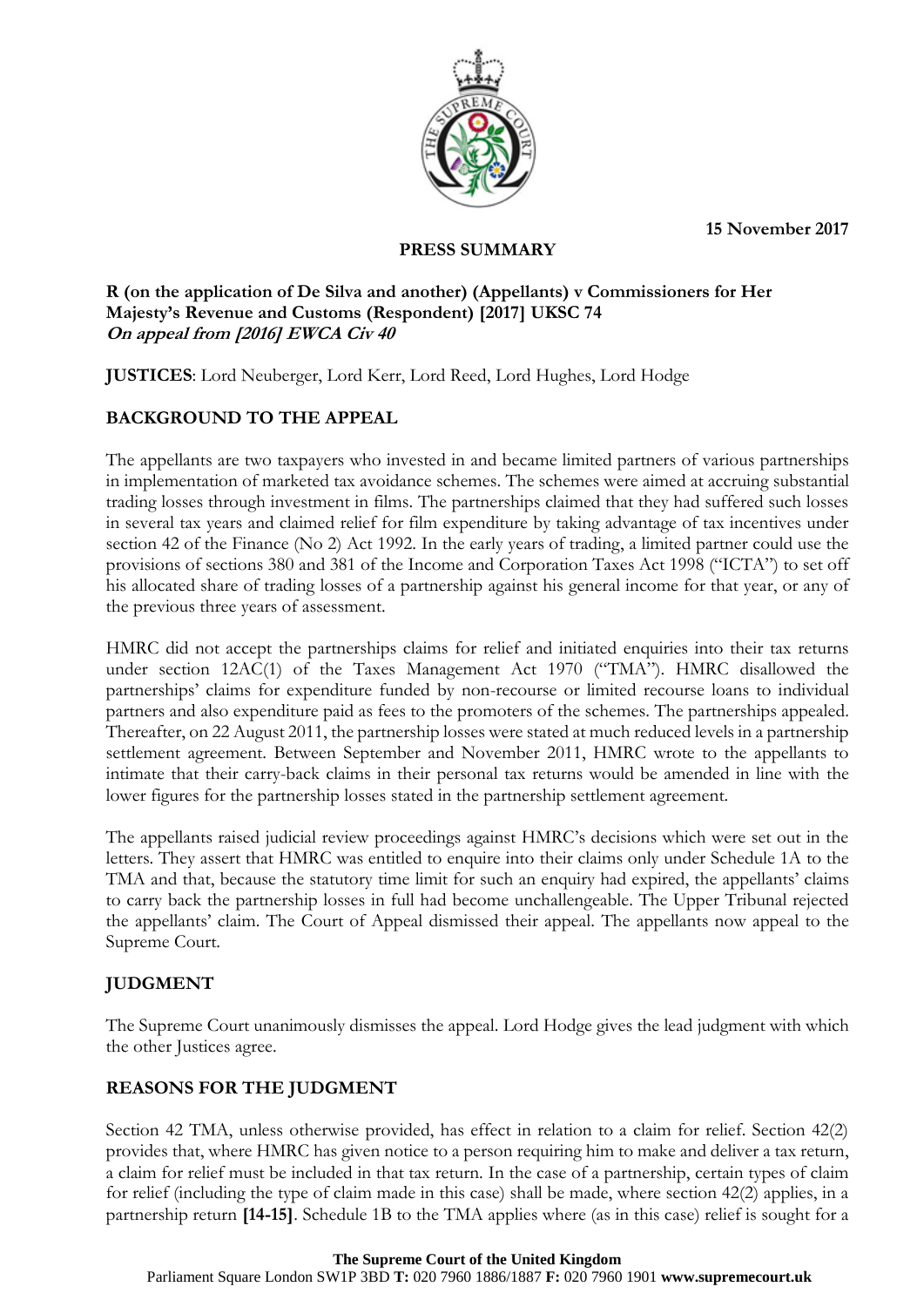15 November 2017

**PRESS SUMMARY**

**R (on the application of De Silva and another) (Appellants) v Commissioners for Her Majesty's Revenue and Customs (Respondent) [2017] UKSC 74**
***On appeal from [2016] EWCA Civ 40***

**JUSTICES**: Lord Neuberger, Lord Kerr, Lord Reed, Lord Hughes, Lord Hodge

## BACKGROUND TO THE APPEAL

The appellants are two taxpayers who invested in and became limited partners of various partnerships in implementation of marketed tax avoidance schemes. The schemes were aimed at accruing substantial trading losses through investment in films. The partnerships claimed that they had suffered such losses in several tax years and claimed relief for film expenditure by taking advantage of tax incentives under section 42 of the Finance (No 2) Act 1992. In the early years of trading, a limited partner could use the provisions of sections 380 and 381 of the Income and Corporation Taxes Act 1998 ("ICTA") to set off his allocated share of trading losses of a partnership against his general income for that year, or any of the previous three years of assessment.

HMRC did not accept the partnerships claims for relief and initiated enquiries into their tax returns under section 12AC(1) of the Taxes Management Act 1970 ("TMA"). HMRC disallowed the partnerships' claims for expenditure funded by non-recourse or limited recourse loans to individual partners and also expenditure paid as fees to the promoters of the schemes. The partnerships appealed. Thereafter, on 22 August 2011, the partnership losses were stated at much reduced levels in a partnership settlement agreement. Between September and November 2011, HMRC wrote to the appellants to intimate that their carry-back claims in their personal tax returns would be amended in line with the lower figures for the partnership losses stated in the partnership settlement agreement.

The appellants raised judicial review proceedings against HMRC's decisions which were set out in the letters. They assert that HMRC was entitled to enquire into their claims only under Schedule 1A to the TMA and that, because the statutory time limit for such an enquiry had expired, the appellants' claims to carry back the partnership losses in full had become unchallengeable. The Upper Tribunal rejected the appellants' claim. The Court of Appeal dismissed their appeal. The appellants now appeal to the Supreme Court.

## JUDGMENT

The Supreme Court unanimously dismisses the appeal. Lord Hodge gives the lead judgment with which the other Justices agree.

## REASONS FOR THE JUDGMENT

Section 42 TMA, unless otherwise provided, has effect in relation to a claim for relief. Section 42(2) provides that, where HMRC has given notice to a person requiring him to make and deliver a tax return, a claim for relief must be included in that tax return. In the case of a partnership, certain types of claim for relief (including the type of claim made in this case) shall be made, where section 42(2) applies, in a partnership return **[14-15]**. Schedule 1B to the TMA applies where (as in this case) relief is sought for a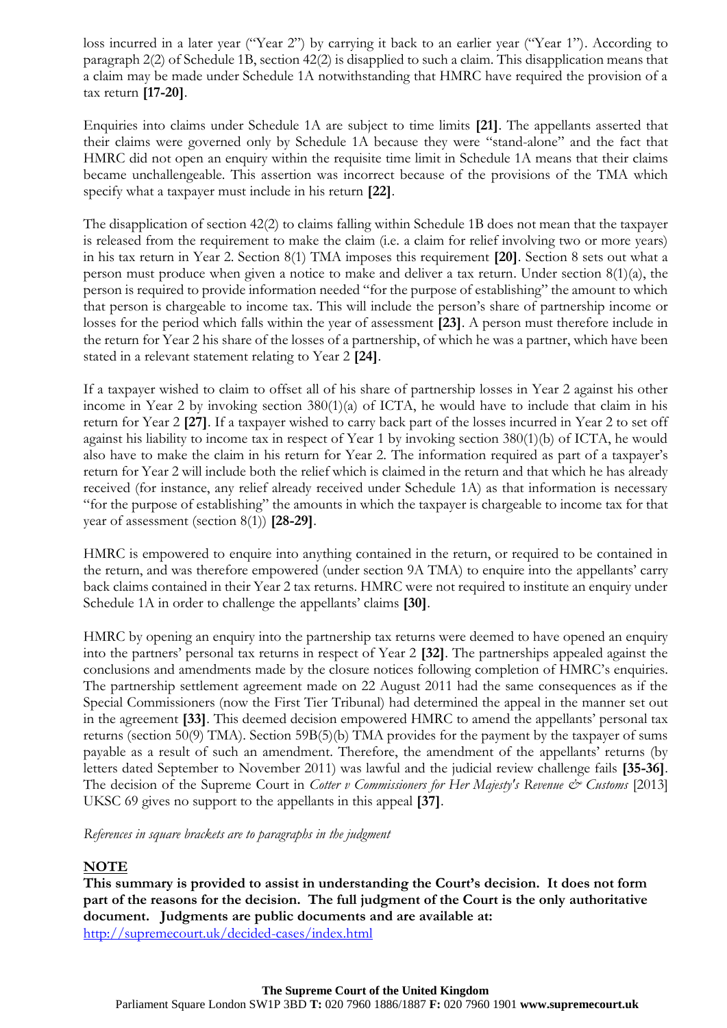loss incurred in a later year ("Year 2") by carrying it back to an earlier year ("Year 1"). According to paragraph 2(2) of Schedule 1B, section 42(2) is disapplied to such a claim. This disapplication means that a claim may be made under Schedule 1A notwithstanding that HMRC have required the provision of a tax return **[17-20]**.

Enquiries into claims under Schedule 1A are subject to time limits **[21]**. The appellants asserted that their claims were governed only by Schedule 1A because they were "stand-alone" and the fact that HMRC did not open an enquiry within the requisite time limit in Schedule 1A means that their claims became unchallengeable. This assertion was incorrect because of the provisions of the TMA which specify what a taxpayer must include in his return **[22]**.

The disapplication of section 42(2) to claims falling within Schedule 1B does not mean that the taxpayer is released from the requirement to make the claim (i.e. a claim for relief involving two or more years) in his tax return in Year 2. Section 8(1) TMA imposes this requirement **[20]**. Section 8 sets out what a person must produce when given a notice to make and deliver a tax return. Under section 8(1)(a), the person is required to provide information needed "for the purpose of establishing" the amount to which that person is chargeable to income tax. This will include the person's share of partnership income or losses for the period which falls within the year of assessment **[23]**. A person must therefore include in the return for Year 2 his share of the losses of a partnership, of which he was a partner, which have been stated in a relevant statement relating to Year 2 **[24]**.

If a taxpayer wished to claim to offset all of his share of partnership losses in Year 2 against his other income in Year 2 by invoking section 380(1)(a) of ICTA, he would have to include that claim in his return for Year 2 **[27]**. If a taxpayer wished to carry back part of the losses incurred in Year 2 to set off against his liability to income tax in respect of Year 1 by invoking section 380(1)(b) of ICTA, he would also have to make the claim in his return for Year 2. The information required as part of a taxpayer's return for Year 2 will include both the relief which is claimed in the return and that which he has already received (for instance, any relief already received under Schedule 1A) as that information is necessary "for the purpose of establishing" the amounts in which the taxpayer is chargeable to income tax for that year of assessment (section 8(1)) **[28-29]**.

HMRC is empowered to enquire into anything contained in the return, or required to be contained in the return, and was therefore empowered (under section 9A TMA) to enquire into the appellants' carry back claims contained in their Year 2 tax returns. HMRC were not required to institute an enquiry under Schedule 1A in order to challenge the appellants' claims **[30]**.

HMRC by opening an enquiry into the partnership tax returns were deemed to have opened an enquiry into the partners' personal tax returns in respect of Year 2 **[32]**. The partnerships appealed against the conclusions and amendments made by the closure notices following completion of HMRC's enquiries. The partnership settlement agreement made on 22 August 2011 had the same consequences as if the Special Commissioners (now the First Tier Tribunal) had determined the appeal in the manner set out in the agreement **[33]**. This deemed decision empowered HMRC to amend the appellants' personal tax returns (section 50(9) TMA). Section 59B(5)(b) TMA provides for the payment by the taxpayer of sums payable as a result of such an amendment. Therefore, the amendment of the appellants' returns (by letters dated September to November 2011) was lawful and the judicial review challenge fails **[35-36]**. The decision of the Supreme Court in *Cotter v Commissioners for Her Majesty's Revenue & Customs* [2013] UKSC 69 gives no support to the appellants in this appeal **[37]**.

*References in square brackets are to paragraphs in the judgment*

**NOTE**

**This summary is provided to assist in understanding the Court's decision. It does not form part of the reasons for the decision. The full judgment of the Court is the only authoritative document. Judgments are public documents and are available at:**
http://supremecourt.uk/decided-cases/index.html